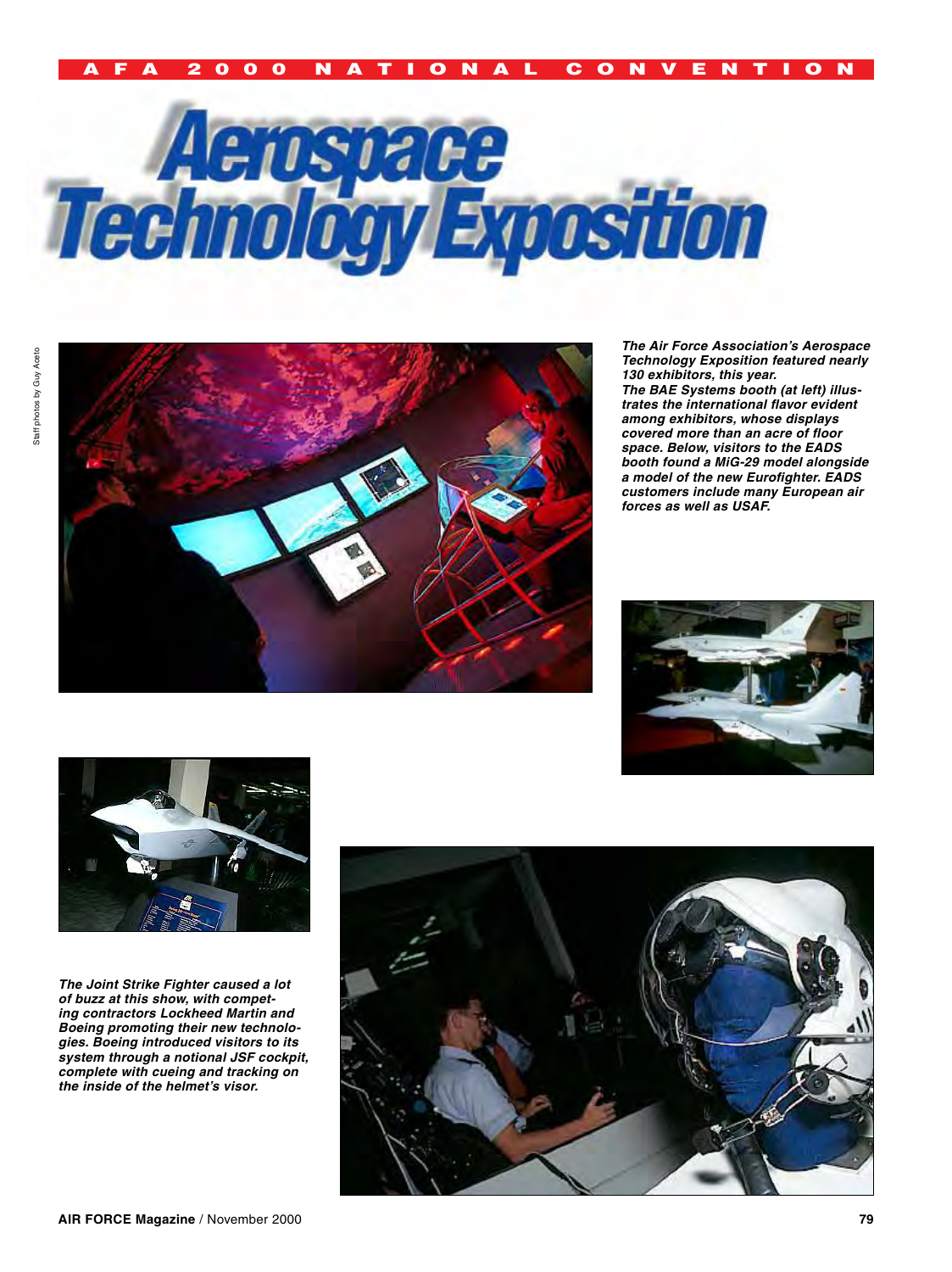AFA 2000 NATIONAL CONVENTION

# Aerospace Technology Exposition

Staff photos by Guy Aceto

***The Air Force Association's Aerospace Technology Exposition featured nearly 130 exhibitors, this year.***

***The BAE Systems booth (at left) illustrates the international flavor evident among exhibitors, whose displays covered more than an acre of floor space. Below, visitors to the EADS booth found a MiG-29 model alongside a model of the new Eurofighter. EADS customers include many European air forces as well as USAF.***

***The Joint Strike Fighter caused a lot of buzz at this show, with competing contractors Lockheed Martin and Boeing promoting their new technologies. Boeing introduced visitors to its system through a notional JSF cockpit, complete with cueing and tracking on the inside of the helmet's visor.***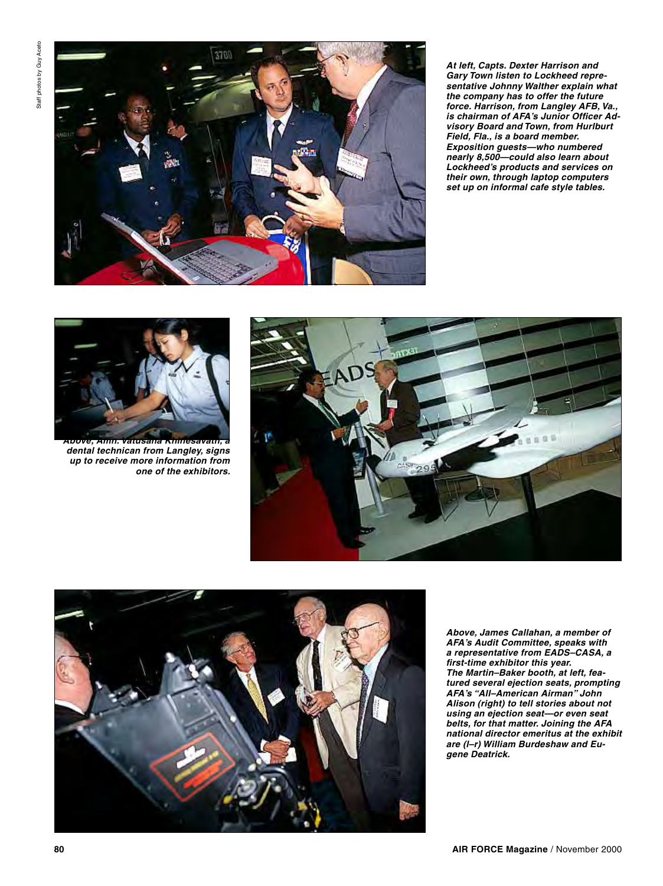Staff photos by Guy Aceto

*At left, Capts. Dexter Harrison and Gary Town listen to Lockheed representative Johnny Walther explain what the company has to offer the future force. Harrison, from Langley AFB, Va., is chairman of AFA's Junior Officer Advisory Board and Town, from Hurlburt Field, Fla., is a board member. Exposition guests—who numbered nearly 8,500—could also learn about Lockheed's products and services on their own, through laptop computers set up on informal cafe style tables.*

*Above, Amn. Vatusana Khinesavath, a dental technican from Langley, signs up to receive more information from one of the exhibitors.*

*Above, James Callahan, a member of AFA's Audit Committee, speaks with a representative from EADS–CASA, a first-time exhibitor this year. The Martin–Baker booth, at left, featured several ejection seats, prompting AFA's "All–American Airman" John Alison (right) to tell stories about not using an ejection seat—or even seat belts, for that matter. Joining the AFA national director emeritus at the exhibit are (l–r) William Burdeshaw and Eugene Deatrick.*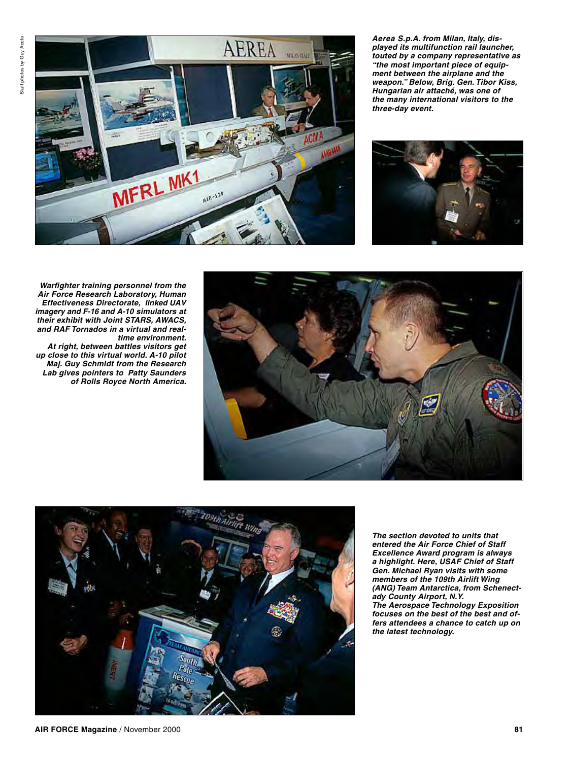*Aerea S.p.A. from Milan, Italy, displayed its multifunction rail launcher, touted by a company representative as "the most important piece of equipment between the airplane and the weapon." Below, Brig. Gen. Tibor Kiss, Hungarian air attaché, was one of the many international visitors to the three-day event.*

*Warfighter training personnel from the Air Force Research Laboratory, Human Effectiveness Directorate, linked UAV imagery and F-16 and A-10 simulators at their exhibit with Joint STARS, AWACS, and RAF Tornados in a virtual and real-time environment.*

*At right, between battles visitors get up close to this virtual world. A-10 pilot Maj. Guy Schmidt from the Research Lab gives pointers to Patty Saunders of Rolls Royce North America.*

*The section devoted to units that entered the Air Force Chief of Staff Excellence Award program is always a highlight. Here, USAF Chief of Staff Gen. Michael Ryan visits with some members of the 109th Airlift Wing (ANG) Team Antarctica, from Schenectady County Airport, N.Y.*

*The Aerospace Technology Exposition focuses on the best of the best and offers attendees a chance to catch up on the latest technology.*

Staff photos by Guy Aceto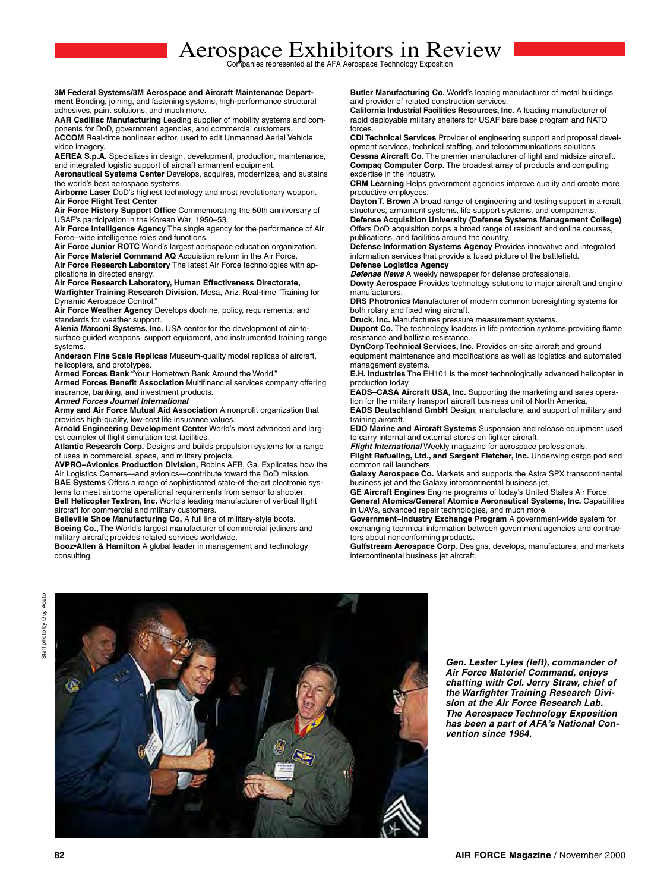# Aerospace Exhibitors in Review

Companies represented at the AFA Aerospace Technology Exposition

**3M Federal Systems/3M Aerospace and Aircraft Maintenance Department** Bonding, joining, and fastening systems, high-performance structural adhesives, paint solutions, and much more.

**AAR Cadillac Manufacturing** Leading supplier of mobility systems and components for DoD, government agencies, and commercial customers.

**ACCOM** Real-time nonlinear editor, used to edit Unmanned Aerial Vehicle video imagery.

**AEREA S.p.A.** Specializes in design, development, production, maintenance, and integrated logistic support of aircraft armament equipment.

**Aeronautical Systems Center** Develops, acquires, modernizes, and sustains the world's best aerospace systems.

**Airborne Laser** DoD's highest technology and most revolutionary weapon.

**Air Force Flight Test Center**

**Air Force History Support Office** Commemorating the 50th anniversary of USAF's participation in the Korean War, 1950–53.

**Air Force Intelligence Agency** The single agency for the performance of Air Force–wide intelligence roles and functions.

**Air Force Junior ROTC** World's largest aerospace education organization.

**Air Force Materiel Command AQ** Acquistion reform in the Air Force.

**Air Force Research Laboratory** The latest Air Force technologies with applications in directed energy.

**Air Force Research Laboratory, Human Effectiveness Directorate, Warfighter Training Research Division,** Mesa, Ariz. Real-time "Training for Dynamic Aerospace Control."

**Air Force Weather Agency** Develops doctrine, policy, requirements, and standards for weather support.

**Alenia Marconi Systems, Inc.** USA center for the development of air-to-surface guided weapons, support equipment, and instrumented training range systems.

**Anderson Fine Scale Replicas** Museum-quality model replicas of aircraft, helicopters, and prototypes.

**Armed Forces Bank** "Your Hometown Bank Around the World."

**Armed Forces Benefit Association** Multifinancial services company offering insurance, banking, and investment products.

***Armed Forces Journal International***

**Army and Air Force Mutual Aid Association** A nonprofit organization that provides high-quality, low-cost life insurance values.

**Arnold Engineering Development Center** World's most advanced and largest complex of flight simulation test facilities.

**Atlantic Research Corp.** Designs and builds propulsion systems for a range of uses in commercial, space, and military projects.

**AVPRO–Avionics Production Division,** Robins AFB, Ga. Explicates how the Air Logistics Centers—and avionics—contribute toward the DoD mission.

**BAE Systems** Offers a range of sophisticated state-of-the-art electronic systems to meet airborne operational requirements from sensor to shooter.

**Bell Helicopter Textron, Inc.** World's leading manufacturer of vertical flight aircraft for commercial and military customers.

**Belleville Shoe Manufacturing Co.** A full line of military-style boots.

**Boeing Co., The** World's largest manufacturer of commercial jetliners and military aircraft; provides related services worldwide.

**Booz•Allen & Hamilton** A global leader in management and technology consulting.

**Butler Manufacturing Co.** World's leading manufacturer of metal buildings and provider of related construction services.

**California Industrial Facilities Resources, Inc.** A leading manufacturer of rapid deployable military shelters for USAF bare base program and NATO forces.

**CDI Technical Services** Provider of engineering support and proposal development services, technical staffing, and telecommunications solutions.

**Cessna Aircraft Co.** The premier manufacturer of light and midsize aircraft.

**Compaq Computer Corp.** The broadest array of products and computing expertise in the industry.

**CRM Learning** Helps government agencies improve quality and create more productive employees.

**Dayton T. Brown** A broad range of engineering and testing support in aircraft structures, armament systems, life support systems, and components.

**Defense Acquisition University (Defense Systems Management College)** Offers DoD acquisition corps a broad range of resident and online courses, publications, and facilities around the country.

**Defense Information Systems Agency** Provides innovative and integrated information services that provide a fused picture of the battlefield.

**Defense Logistics Agency**

***Defense News*** A weekly newspaper for defense professionals.

**Dowty Aerospace** Provides technology solutions to major aircraft and engine manufacturers.

**DRS Photronics** Manufacturer of modern common boresighting systems for both rotary and fixed wing aircraft.

**Druck, Inc.** Manufactures pressure measurement systems.

**Dupont Co.** The technology leaders in life protection systems providing flame resistance and ballistic resistance.

**DynCorp Technical Services, Inc.** Provides on-site aircraft and ground equipment maintenance and modifications as well as logistics and automated management systems.

**E.H. Industries** The EH101 is the most technologically advanced helicopter in production today.

**EADS–CASA Aircraft USA, Inc.** Supporting the marketing and sales operation for the military transport aircraft business unit of North America.

**EADS Deutschland GmbH** Design, manufacture, and support of military and training aircraft.

**EDO Marine and Aircraft Systems** Suspension and release equipment used to carry internal and external stores on fighter aircraft.

***Flight International*** Weekly magazine for aerospace professionals.

**Flight Refueling, Ltd., and Sargent Fletcher, Inc.** Underwing cargo pod and common rail launchers.

**Galaxy Aerospace Co.** Markets and supports the Astra SPX transcontinental business jet and the Galaxy intercontinental business jet.

**GE Aircraft Engines** Engine programs of today's United States Air Force.

**General Atomics/General Atomics Aeronautical Systems, Inc.** Capabilities in UAVs, advanced repair technologies, and much more.

**Government–Industry Exchange Program** A government-wide system for exchanging technical information between government agencies and contractors about nonconforming products.

**Gulfstream Aerospace Corp.** Designs, develops, manufactures, and markets intercontinental business jet aircraft.

Staff photo by Guy Aceto

***Gen. Lester Lyles (left), commander of Air Force Materiel Command, enjoys chatting with Col. Jerry Straw, chief of the Warfighter Training Research Division at the Air Force Research Lab. The Aerospace Technology Exposition has been a part of AFA's National Convention since 1964.***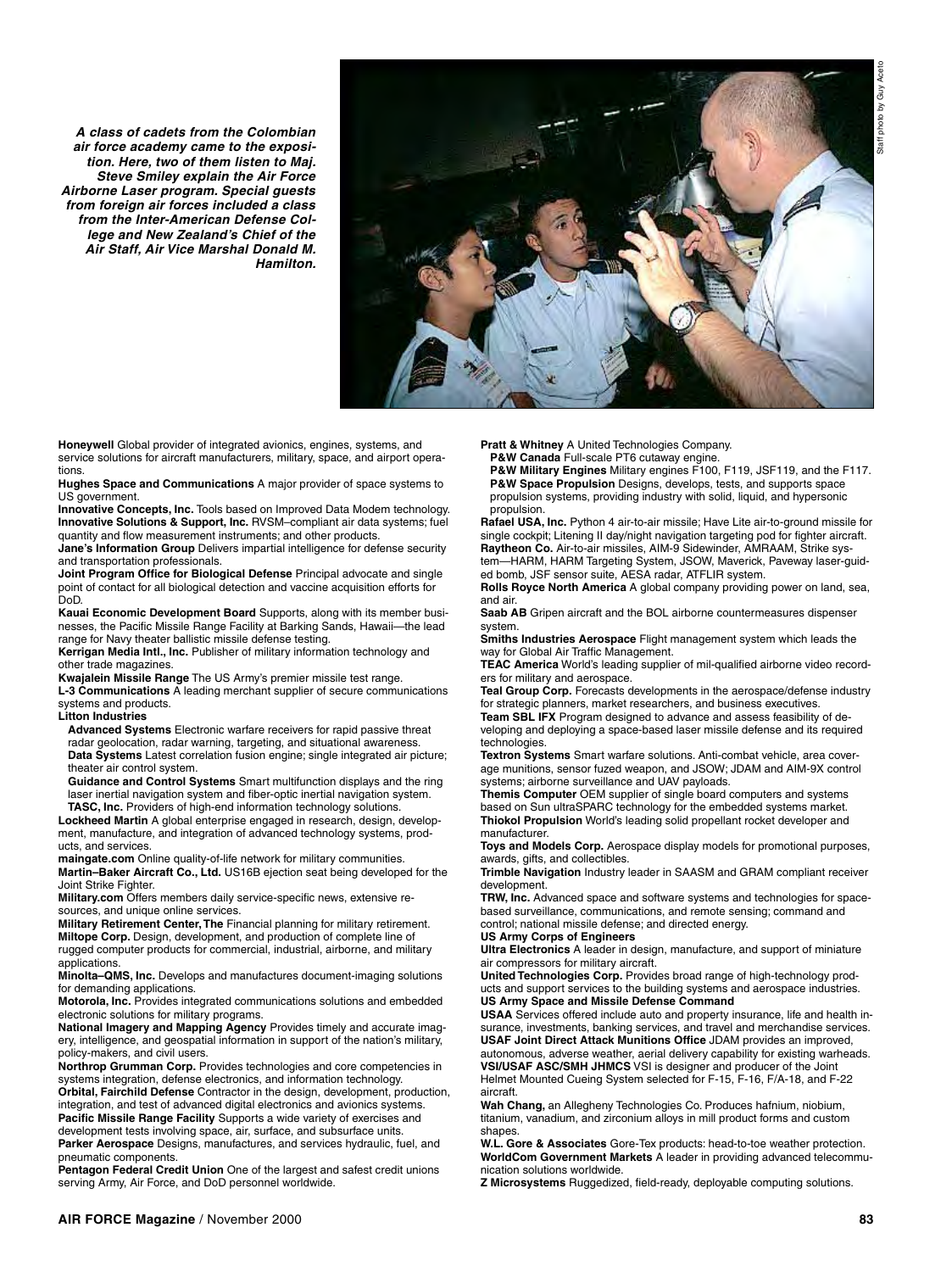*A class of cadets from the Colombian air force academy came to the exposition. Here, two of them listen to Maj. Steve Smiley explain the Air Force Airborne Laser program. Special guests from foreign air forces included a class from the Inter-American Defense College and New Zealand's Chief of the Air Staff, Air Vice Marshal Donald M. Hamilton.*

Staff photo by Guy Aceto

**Honeywell** Global provider of integrated avionics, engines, systems, and service solutions for aircraft manufacturers, military, space, and airport operations.

**Hughes Space and Communications** A major provider of space systems to US government.

**Innovative Concepts, Inc.** Tools based on Improved Data Modem technology.

**Innovative Solutions & Support, Inc.** RVSM–compliant air data systems; fuel quantity and flow measurement instruments; and other products.

**Jane's Information Group** Delivers impartial intelligence for defense security and transportation professionals.

**Joint Program Office for Biological Defense** Principal advocate and single point of contact for all biological detection and vaccine acquisition efforts for DoD.

**Kauai Economic Development Board** Supports, along with its member businesses, the Pacific Missile Range Facility at Barking Sands, Hawaii—the lead range for Navy theater ballistic missile defense testing.

**Kerrigan Media Intl., Inc.** Publisher of military information technology and other trade magazines.

**Kwajalein Missile Range** The US Army's premier missile test range.

**L-3 Communications** A leading merchant supplier of secure communications systems and products.

**Litton Industries**

**Advanced Systems** Electronic warfare receivers for rapid passive threat radar geolocation, radar warning, targeting, and situational awareness.

**Data Systems** Latest correlation fusion engine; single integrated air picture; theater air control system.

**Guidance and Control Systems** Smart multifunction displays and the ring laser inertial navigation system and fiber-optic inertial navigation system.

**TASC, Inc.** Providers of high-end information technology solutions.

**Lockheed Martin** A global enterprise engaged in research, design, development, manufacture, and integration of advanced technology systems, products, and services.

**maingate.com** Online quality-of-life network for military communities.

**Martin–Baker Aircraft Co., Ltd.** US16B ejection seat being developed for the Joint Strike Fighter.

**Military.com** Offers members daily service-specific news, extensive resources, and unique online services.

**Military Retirement Center, The** Financial planning for military retirement.

**Miltope Corp.** Design, development, and production of complete line of rugged computer products for commercial, industrial, airborne, and military applications.

**Minolta–QMS, Inc.** Develops and manufactures document-imaging solutions for demanding applications.

**Motorola, Inc.** Provides integrated communications solutions and embedded electronic solutions for military programs.

**National Imagery and Mapping Agency** Provides timely and accurate imagery, intelligence, and geospatial information in support of the nation's military, policy-makers, and civil users.

**Northrop Grumman Corp.** Provides technologies and core competencies in systems integration, defense electronics, and information technology.

**Orbital, Fairchild Defense** Contractor in the design, development, production, integration, and test of advanced digital electronics and avionics systems.

**Pacific Missile Range Facility** Supports a wide variety of exercises and development tests involving space, air, surface, and subsurface units.

**Parker Aerospace** Designs, manufactures, and services hydraulic, fuel, and pneumatic components.

**Pentagon Federal Credit Union** One of the largest and safest credit unions serving Army, Air Force, and DoD personnel worldwide.

**Pratt & Whitney** A United Technologies Company.

**P&W Canada** Full-scale PT6 cutaway engine.

**P&W Military Engines** Military engines F100, F119, JSF119, and the F117.

**P&W Space Propulsion** Designs, develops, tests, and supports space propulsion systems, providing industry with solid, liquid, and hypersonic propulsion.

**Rafael USA, Inc.** Python 4 air-to-air missile; Have Lite air-to-ground missile for single cockpit; Litening II day/night navigation targeting pod for fighter aircraft.

**Raytheon Co.** Air-to-air missiles, AIM-9 Sidewinder, AMRAAM, Strike system—HARM, HARM Targeting System, JSOW, Maverick, Paveway laser-guided bomb, JSF sensor suite, AESA radar, ATFLIR system.

**Rolls Royce North America** A global company providing power on land, sea, and air.

**Saab AB** Gripen aircraft and the BOL airborne countermeasures dispenser system.

**Smiths Industries Aerospace** Flight management system which leads the way for Global Air Traffic Management.

**TEAC America** World's leading supplier of mil-qualified airborne video recorders for military and aerospace.

**Teal Group Corp.** Forecasts developments in the aerospace/defense industry for strategic planners, market researchers, and business executives.

**Team SBL IFX** Program designed to advance and assess feasibility of developing and deploying a space-based laser missile defense and its required technologies.

**Textron Systems** Smart warfare solutions. Anti-combat vehicle, area coverage munitions, sensor fuzed weapon, and JSOW; JDAM and AIM-9X control systems; airborne surveillance and UAV payloads.

**Themis Computer** OEM supplier of single board computers and systems based on Sun ultraSPARC technology for the embedded systems market.

**Thiokol Propulsion** World's leading solid propellant rocket developer and manufacturer.

**Toys and Models Corp.** Aerospace display models for promotional purposes, awards, gifts, and collectibles.

**Trimble Navigation** Industry leader in SAASM and GRAM compliant receiver development.

**TRW, Inc.** Advanced space and software systems and technologies for space-based surveillance, communications, and remote sensing; command and control; national missile defense; and directed energy.

**US Army Corps of Engineers**

**Ultra Electronics** A leader in design, manufacture, and support of miniature air compressors for military aircraft.

**United Technologies Corp.** Provides broad range of high-technology products and support services to the building systems and aerospace industries.

**US Army Space and Missile Defense Command**

**USAA** Services offered include auto and property insurance, life and health insurance, investments, banking services, and travel and merchandise services.

**USAF Joint Direct Attack Munitions Office** JDAM provides an improved, autonomous, adverse weather, aerial delivery capability for existing warheads.

**VSI/USAF ASC/SMH JHMCS** VSI is designer and producer of the Joint Helmet Mounted Cueing System selected for F-15, F-16, F/A-18, and F-22 aircraft.

**Wah Chang,** an Allegheny Technologies Co. Produces hafnium, niobium, titanium, vanadium, and zirconium alloys in mill product forms and custom shapes.

**W.L. Gore & Associates** Gore-Tex products: head-to-toe weather protection.

**WorldCom Government Markets** A leader in providing advanced telecommunication solutions worldwide.

**Z Microsystems** Ruggedized, field-ready, deployable computing solutions.